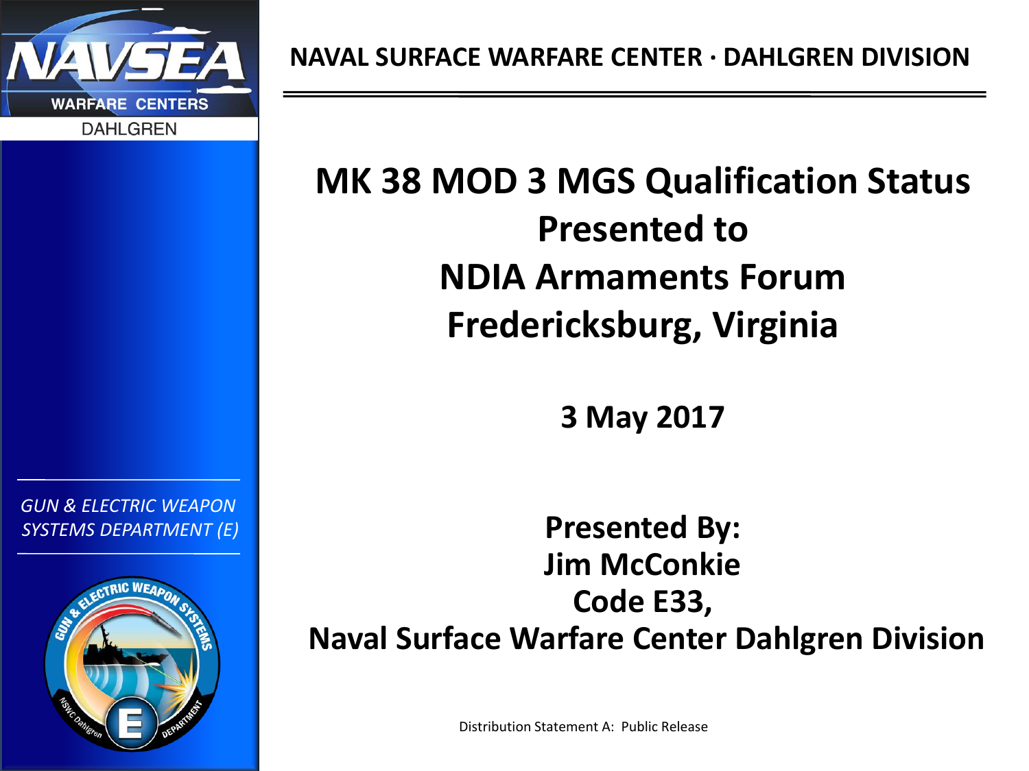NAVAL SURFACE WARFARE CENTER · DAHLGREN DIVISION

*GUN & ELECTRIC WEAPON SYSTEMS DEPARTMENT (E)*

# MK 38 MOD 3 MGS Qualification Status Presented to NDIA Armaments Forum Fredericksburg, Virginia

**3 May 2017**

**Presented By:**
**Jim McConkie**
**Code E33,**
**Naval Surface Warfare Center Dahlgren Division**

Distribution Statement A: Public Release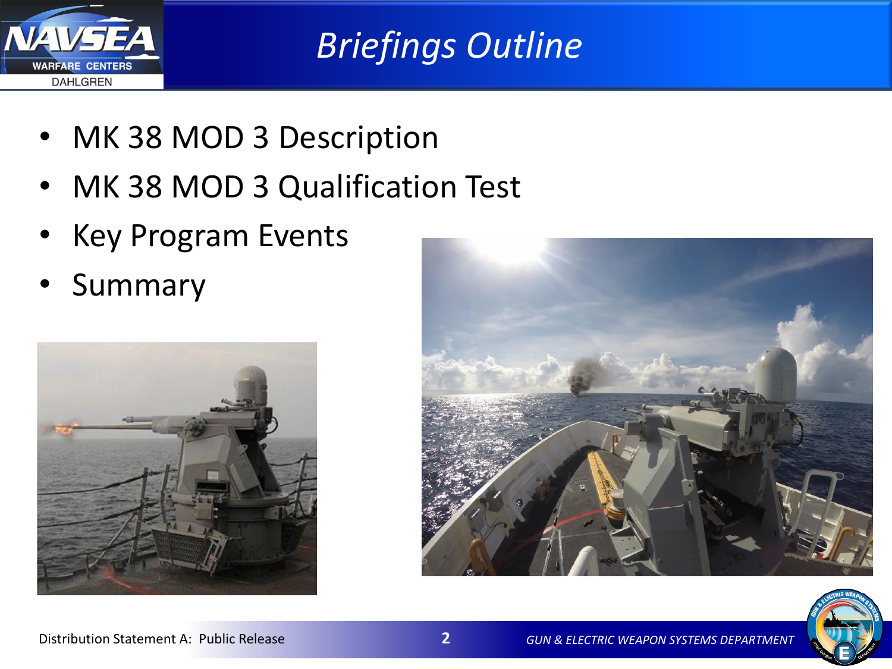# Briefings Outline

- MK 38 MOD 3 Description
- MK 38 MOD 3 Qualification Test
- Key Program Events
- Summary

Distribution Statement A: Public Release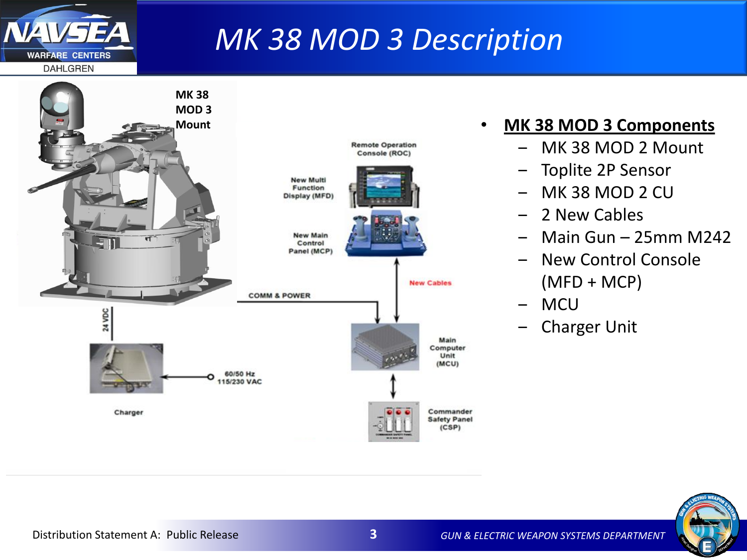# MK 38 MOD 3 Description

MK 38 MOD 3 Mount

Remote Operation Console (ROC)

New Multi Function Display (MFD)

New Main Control Panel (MCP)

New Cables

COMM & POWER

24 VDC

Main Computer Unit (MCU)

60/50 Hz 115/230 VAC

Charger

Commander Safety Panel (CSP)

- **MK 38 MOD 3 Components**
  - MK 38 MOD 2 Mount
  - Toplite 2P Sensor
  - MK 38 MOD 2 CU
  - 2 New Cables
  - Main Gun – 25mm M242
  - New Control Console (MFD + MCP)
  - MCU
  - Charger Unit

Distribution Statement A: Public Release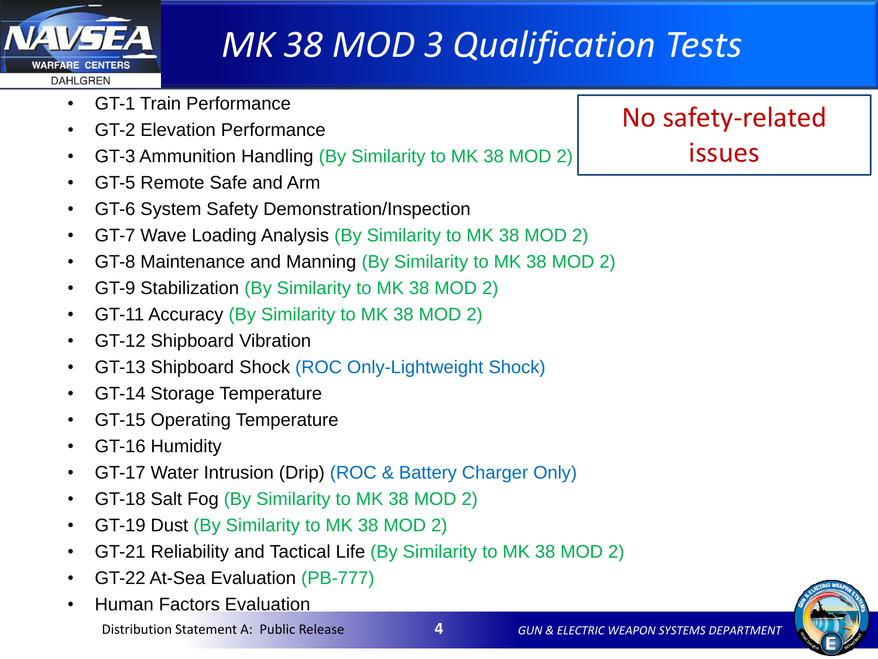# MK 38 MOD 3 Qualification Tests

- GT-1 Train Performance
- GT-2 Elevation Performance
- GT-3 Ammunition Handling (By Similarity to MK 38 MOD 2)
- GT-5 Remote Safe and Arm
- GT-6 System Safety Demonstration/Inspection
- GT-7 Wave Loading Analysis (By Similarity to MK 38 MOD 2)
- GT-8 Maintenance and Manning (By Similarity to MK 38 MOD 2)
- GT-9 Stabilization (By Similarity to MK 38 MOD 2)
- GT-11 Accuracy (By Similarity to MK 38 MOD 2)
- GT-12 Shipboard Vibration
- GT-13 Shipboard Shock (ROC Only-Lightweight Shock)
- GT-14 Storage Temperature
- GT-15 Operating Temperature
- GT-16 Humidity
- GT-17 Water Intrusion (Drip) (ROC & Battery Charger Only)
- GT-18 Salt Fog (By Similarity to MK 38 MOD 2)
- GT-19 Dust (By Similarity to MK 38 MOD 2)
- GT-21 Reliability and Tactical Life (By Similarity to MK 38 MOD 2)
- GT-22 At-Sea Evaluation (PB-777)
- Human Factors Evaluation

No safety-related issues

Distribution Statement A: Public Release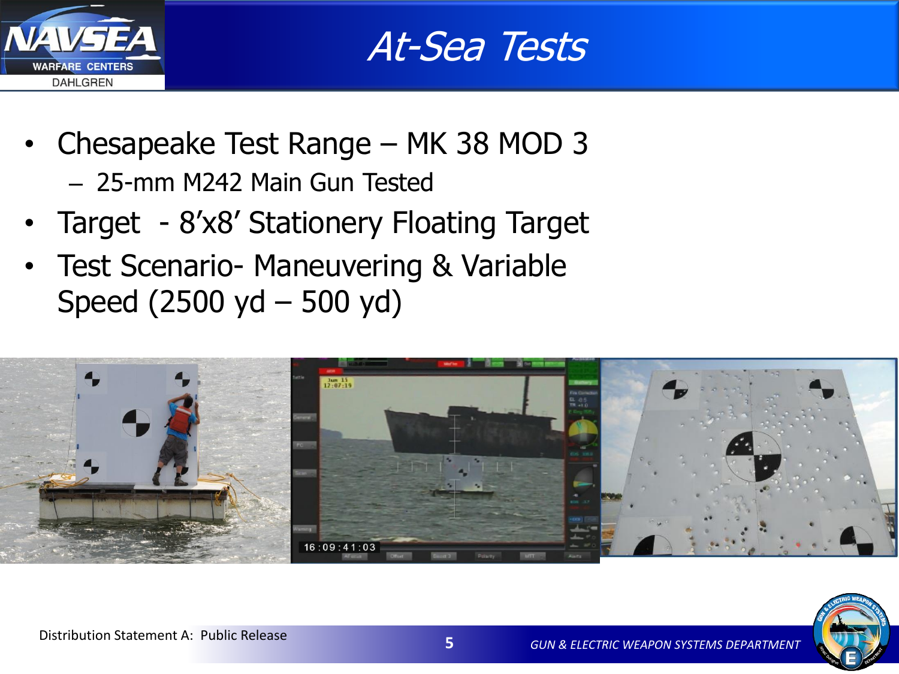# At-Sea Tests

- Chesapeake Test Range – MK 38 MOD 3
  - 25-mm M242 Main Gun Tested
- Target - 8’x8’ Stationery Floating Target
- Test Scenario- Maneuvering & Variable Speed (2500 yd – 500 yd)

Distribution Statement A: Public Release

GUN & ELECTRIC WEAPON SYSTEMS DEPARTMENT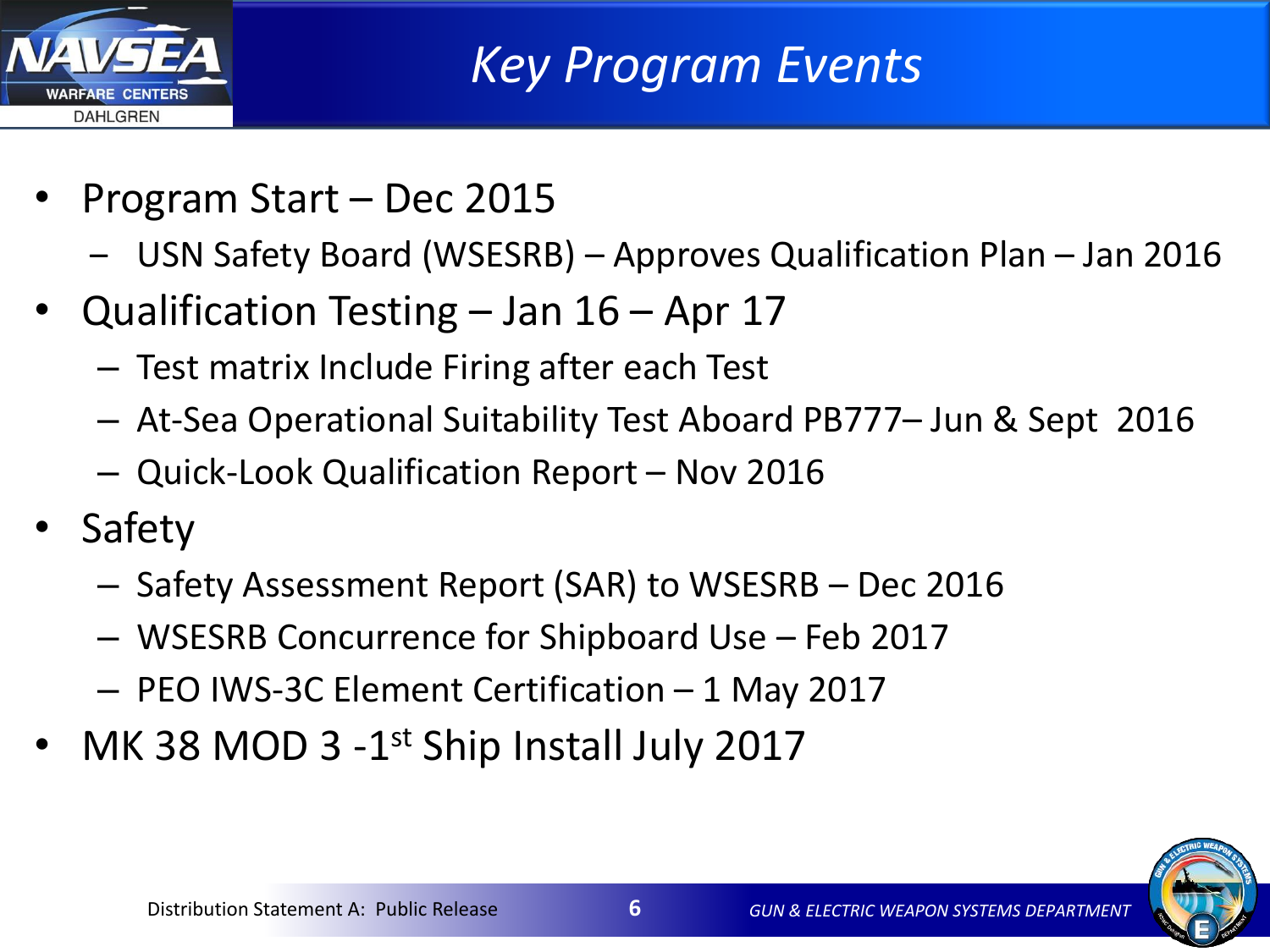# Key Program Events

- Program Start – Dec 2015
  - USN Safety Board (WSESRB) – Approves Qualification Plan – Jan 2016
- Qualification Testing – Jan 16 – Apr 17
  - Test matrix Include Firing after each Test
  - At-Sea Operational Suitability Test Aboard PB777– Jun & Sept 2016
  - Quick-Look Qualification Report – Nov 2016
- Safety
  - Safety Assessment Report (SAR) to WSESRB – Dec 2016
  - WSESRB Concurrence for Shipboard Use – Feb 2017
  - PEO IWS-3C Element Certification – 1 May 2017
- MK 38 MOD 3 -1st Ship Install July 2017

Distribution Statement A: Public Release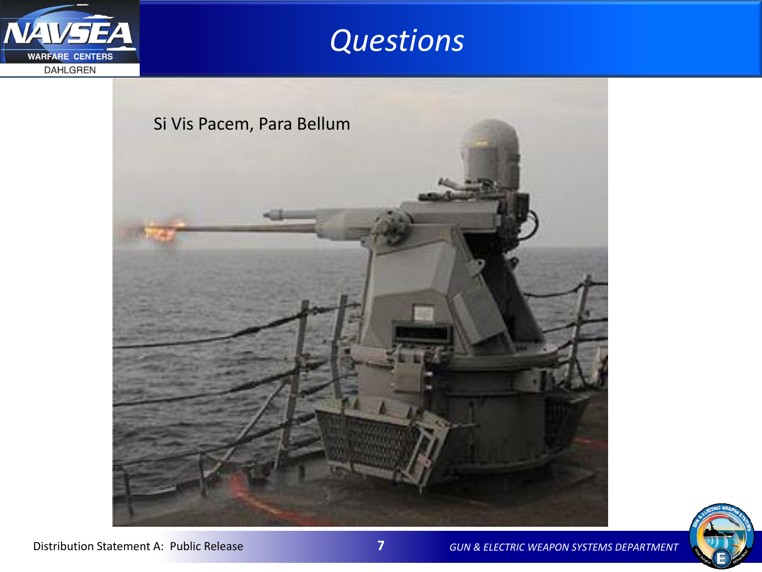# Questions

Si Vis Pacem, Para Bellum

Distribution Statement A: Public Release